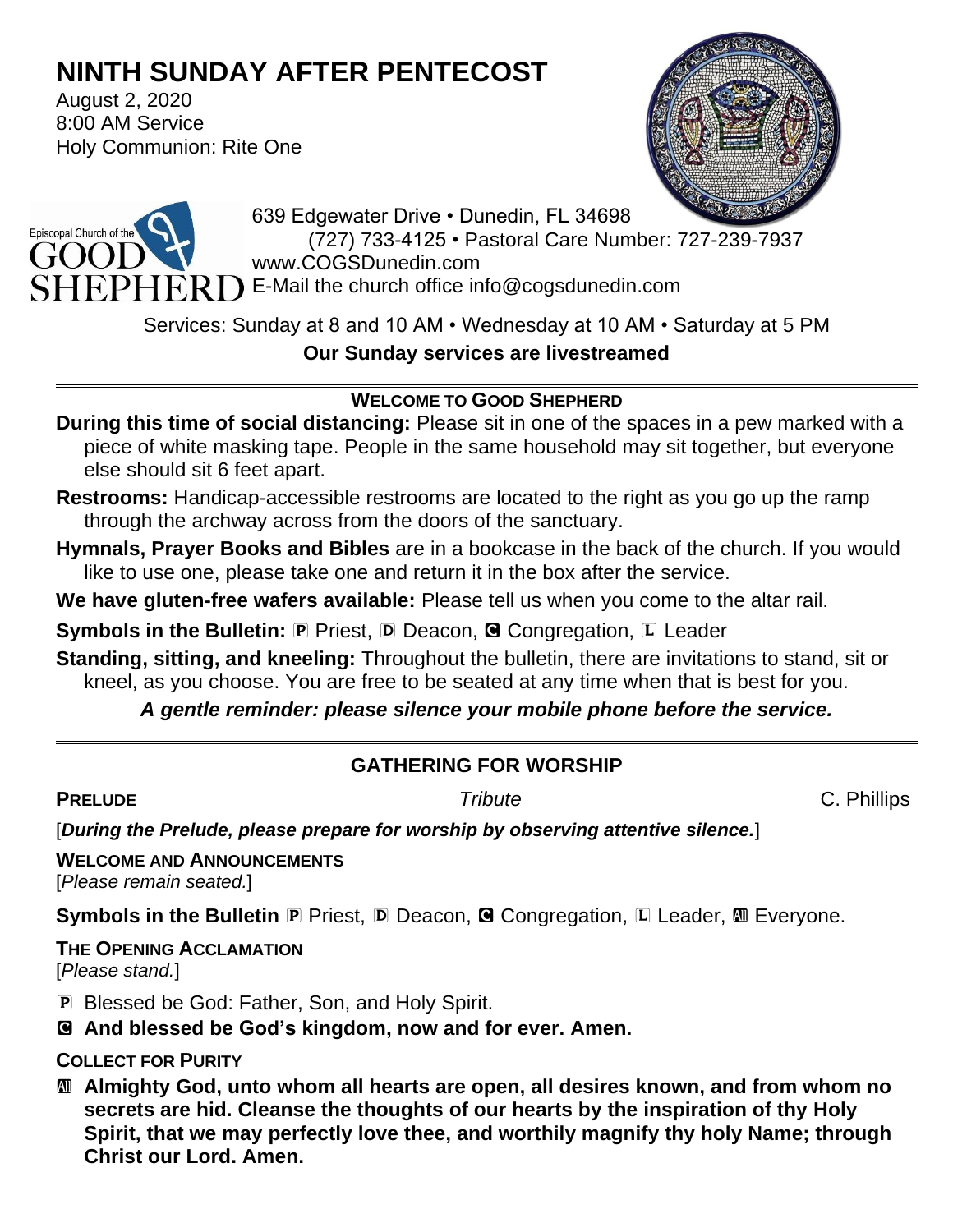# NINTH SUNDAY AFTER PENTECOST

August 2, 2020
8:00 AM Service
Holy Communion: Rite One

Episcopal Church of the GOOD SHEPHERD

639 Edgewater Drive • Dunedin, FL 34698
(727) 733-4125 • Pastoral Care Number: 727-239-7937
www.COGSDunedin.com
E-Mail the church office info@cogsdunedin.com

Services: Sunday at 8 and 10 AM • Wednesday at 10 AM • Saturday at 5 PM

**Our Sunday services are livestreamed**

---

## WELCOME TO GOOD SHEPHERD

**During this time of social distancing:** Please sit in one of the spaces in a pew marked with a piece of white masking tape. People in the same household may sit together, but everyone else should sit 6 feet apart.

**Restrooms:** Handicap-accessible restrooms are located to the right as you go up the ramp through the archway across from the doors of the sanctuary.

**Hymnals, Prayer Books and Bibles** are in a bookcase in the back of the church. If you would like to use one, please take one and return it in the box after the service.

**We have gluten-free wafers available:** Please tell us when you come to the altar rail.

**Symbols in the Bulletin:** P Priest, D Deacon, C Congregation, L Leader

**Standing, sitting, and kneeling:** Throughout the bulletin, there are invitations to stand, sit or kneel, as you choose. You are free to be seated at any time when that is best for you.

***A gentle reminder: please silence your mobile phone before the service.***

---

## GATHERING FOR WORSHIP

**PRELUDE** *Tribute* C. Phillips

[***During the Prelude, please prepare for worship by observing attentive silence.***]

**WELCOME AND ANNOUNCEMENTS**
[*Please remain seated.*]

**Symbols in the Bulletin** P Priest, D Deacon, C Congregation, L Leader, All Everyone.

**THE OPENING ACCLAMATION**
[*Please stand.*]

P Blessed be God: Father, Son, and Holy Spirit.

C **And blessed be God's kingdom, now and for ever. Amen.**

**COLLECT FOR PURITY**

All **Almighty God, unto whom all hearts are open, all desires known, and from whom no secrets are hid. Cleanse the thoughts of our hearts by the inspiration of thy Holy Spirit, that we may perfectly love thee, and worthily magnify thy holy Name; through Christ our Lord. Amen.**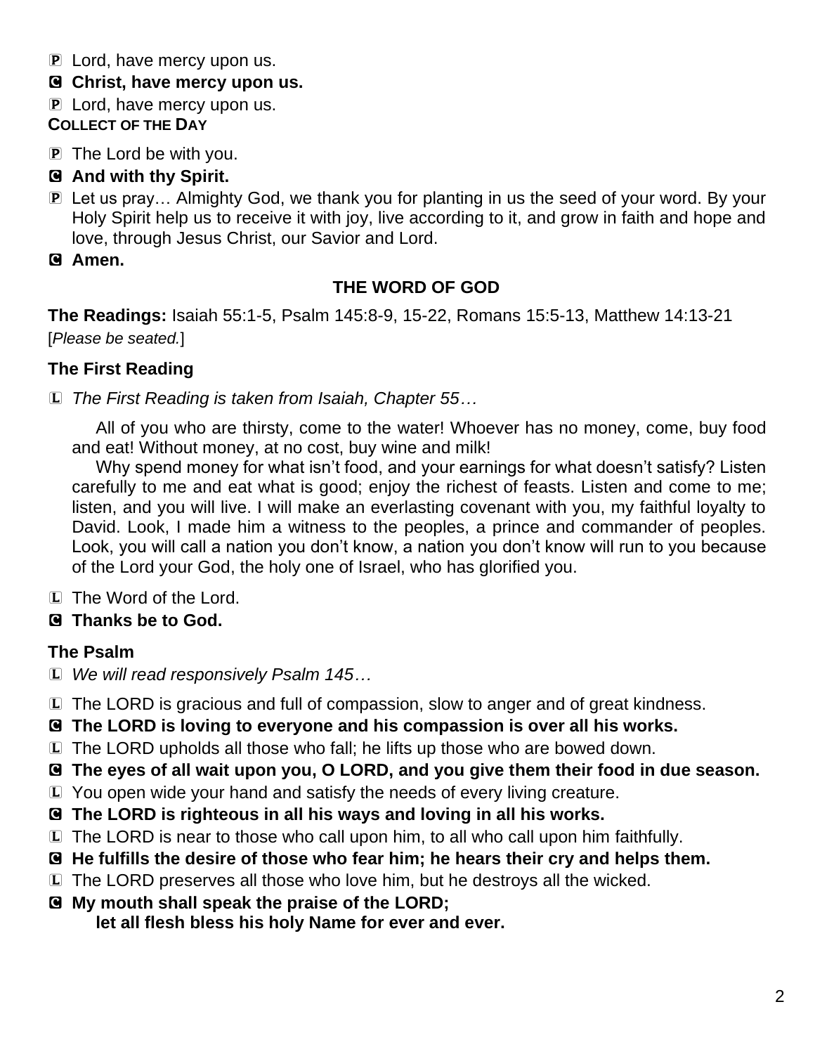P Lord, have mercy upon us.

**C Christ, have mercy upon us.**

P Lord, have mercy upon us.

**COLLECT OF THE DAY**

P The Lord be with you.

**C And with thy Spirit.**

P Let us pray… Almighty God, we thank you for planting in us the seed of your word. By your Holy Spirit help us to receive it with joy, live according to it, and grow in faith and hope and love, through Jesus Christ, our Savior and Lord.

**C Amen.**

## THE WORD OF GOD

**The Readings:** Isaiah 55:1-5, Psalm 145:8-9, 15-22, Romans 15:5-13, Matthew 14:13-21
[*Please be seated.*]

### The First Reading

L *The First Reading is taken from Isaiah, Chapter 55…*

All of you who are thirsty, come to the water! Whoever has no money, come, buy food and eat! Without money, at no cost, buy wine and milk!

Why spend money for what isn't food, and your earnings for what doesn't satisfy? Listen carefully to me and eat what is good; enjoy the richest of feasts. Listen and come to me; listen, and you will live. I will make an everlasting covenant with you, my faithful loyalty to David. Look, I made him a witness to the peoples, a prince and commander of peoples. Look, you will call a nation you don't know, a nation you don't know will run to you because of the Lord your God, the holy one of Israel, who has glorified you.

L The Word of the Lord.

**C Thanks be to God.**

### The Psalm

L *We will read responsively Psalm 145…*

L The LORD is gracious and full of compassion, slow to anger and of great kindness.

**C The LORD is loving to everyone and his compassion is over all his works.**

L The LORD upholds all those who fall; he lifts up those who are bowed down.

**C The eyes of all wait upon you, O LORD, and you give them their food in due season.**

L You open wide your hand and satisfy the needs of every living creature.

**C The LORD is righteous in all his ways and loving in all his works.**

L The LORD is near to those who call upon him, to all who call upon him faithfully.

**C He fulfills the desire of those who fear him; he hears their cry and helps them.**

L The LORD preserves all those who love him, but he destroys all the wicked.

**C My mouth shall speak the praise of the LORD;
let all flesh bless his holy Name for ever and ever.**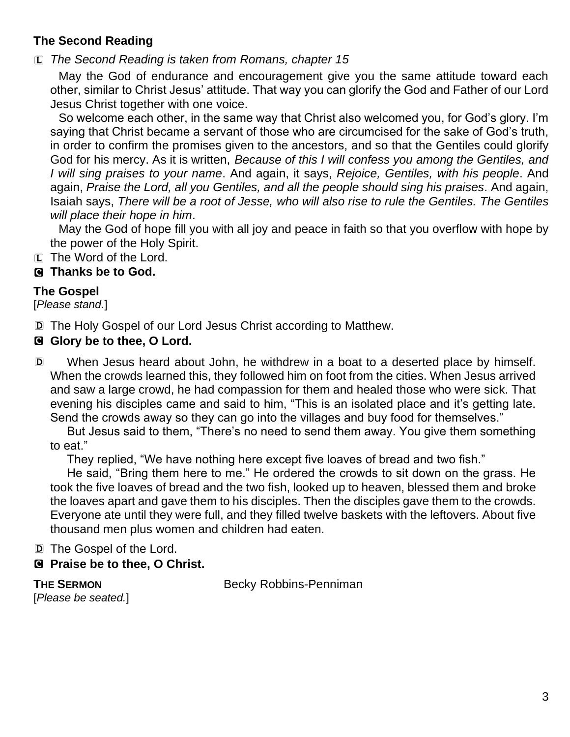## The Second Reading

L *The Second Reading is taken from Romans, chapter 15*

May the God of endurance and encouragement give you the same attitude toward each other, similar to Christ Jesus' attitude. That way you can glorify the God and Father of our Lord Jesus Christ together with one voice.

So welcome each other, in the same way that Christ also welcomed you, for God's glory. I'm saying that Christ became a servant of those who are circumcised for the sake of God's truth, in order to confirm the promises given to the ancestors, and so that the Gentiles could glorify God for his mercy. As it is written, *Because of this I will confess you among the Gentiles, and I will sing praises to your name*. And again, it says, *Rejoice, Gentiles, with his people*. And again, *Praise the Lord, all you Gentiles, and all the people should sing his praises*. And again, Isaiah says, *There will be a root of Jesse, who will also rise to rule the Gentiles. The Gentiles will place their hope in him*.

May the God of hope fill you with all joy and peace in faith so that you overflow with hope by the power of the Holy Spirit.

L The Word of the Lord.

**C Thanks be to God.**

## The Gospel

[*Please stand.*]

D The Holy Gospel of our Lord Jesus Christ according to Matthew.

**C Glory be to thee, O Lord.**

D When Jesus heard about John, he withdrew in a boat to a deserted place by himself. When the crowds learned this, they followed him on foot from the cities. When Jesus arrived and saw a large crowd, he had compassion for them and healed those who were sick. That evening his disciples came and said to him, "This is an isolated place and it's getting late. Send the crowds away so they can go into the villages and buy food for themselves."

But Jesus said to them, "There's no need to send them away. You give them something to eat."

They replied, "We have nothing here except five loaves of bread and two fish."

He said, "Bring them here to me." He ordered the crowds to sit down on the grass. He took the five loaves of bread and the two fish, looked up to heaven, blessed them and broke the loaves apart and gave them to his disciples. Then the disciples gave them to the crowds. Everyone ate until they were full, and they filled twelve baskets with the leftovers. About five thousand men plus women and children had eaten.

D The Gospel of the Lord.

**C Praise be to thee, O Christ.**

**THE SERMON** Becky Robbins-Penniman

[*Please be seated.*]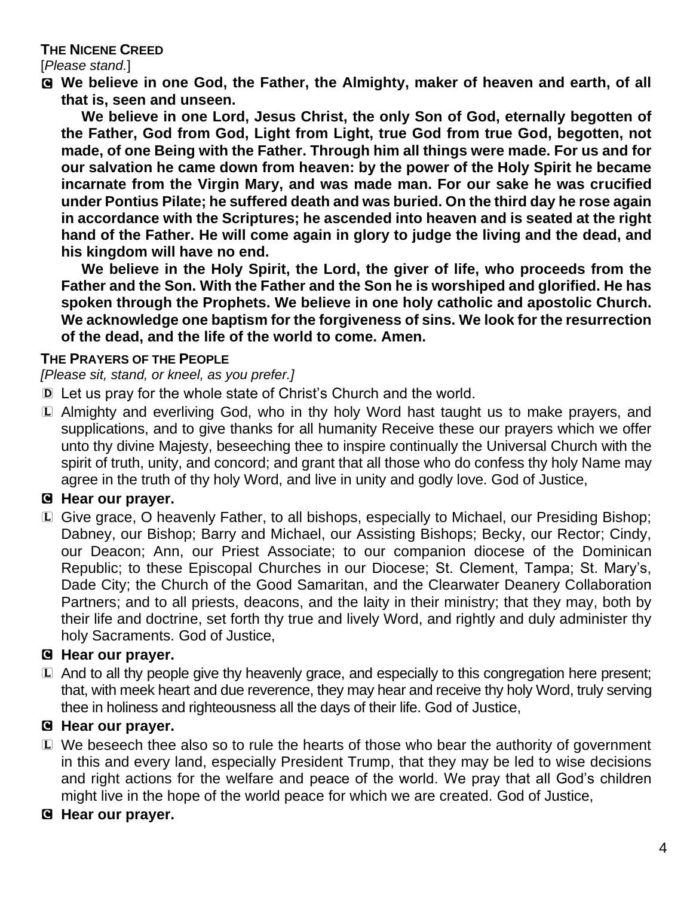**THE NICENE CREED**

[*Please stand.*]

C **We believe in one God, the Father, the Almighty, maker of heaven and earth, of all that is, seen and unseen.**

**We believe in one Lord, Jesus Christ, the only Son of God, eternally begotten of the Father, God from God, Light from Light, true God from true God, begotten, not made, of one Being with the Father. Through him all things were made. For us and for our salvation he came down from heaven: by the power of the Holy Spirit he became incarnate from the Virgin Mary, and was made man. For our sake he was crucified under Pontius Pilate; he suffered death and was buried. On the third day he rose again in accordance with the Scriptures; he ascended into heaven and is seated at the right hand of the Father. He will come again in glory to judge the living and the dead, and his kingdom will have no end.**

**We believe in the Holy Spirit, the Lord, the giver of life, who proceeds from the Father and the Son. With the Father and the Son he is worshiped and glorified. He has spoken through the Prophets. We believe in one holy catholic and apostolic Church. We acknowledge one baptism for the forgiveness of sins. We look for the resurrection of the dead, and the life of the world to come. Amen.**

**THE PRAYERS OF THE PEOPLE**

*[Please sit, stand, or kneel, as you prefer.]*

D Let us pray for the whole state of Christ's Church and the world.

L Almighty and everliving God, who in thy holy Word hast taught us to make prayers, and supplications, and to give thanks for all humanity Receive these our prayers which we offer unto thy divine Majesty, beseeching thee to inspire continually the Universal Church with the spirit of truth, unity, and concord; and grant that all those who do confess thy holy Name may agree in the truth of thy holy Word, and live in unity and godly love. God of Justice,

C **Hear our prayer.**

L Give grace, O heavenly Father, to all bishops, especially to Michael, our Presiding Bishop; Dabney, our Bishop; Barry and Michael, our Assisting Bishops; Becky, our Rector; Cindy, our Deacon; Ann, our Priest Associate; to our companion diocese of the Dominican Republic; to these Episcopal Churches in our Diocese; St. Clement, Tampa; St. Mary's, Dade City; the Church of the Good Samaritan, and the Clearwater Deanery Collaboration Partners; and to all priests, deacons, and the laity in their ministry; that they may, both by their life and doctrine, set forth thy true and lively Word, and rightly and duly administer thy holy Sacraments. God of Justice,

C **Hear our prayer.**

L And to all thy people give thy heavenly grace, and especially to this congregation here present; that, with meek heart and due reverence, they may hear and receive thy holy Word, truly serving thee in holiness and righteousness all the days of their life. God of Justice,

C **Hear our prayer.**

L We beseech thee also so to rule the hearts of those who bear the authority of government in this and every land, especially President Trump, that they may be led to wise decisions and right actions for the welfare and peace of the world. We pray that all God's children might live in the hope of the world peace for which we are created. God of Justice,

C **Hear our prayer.**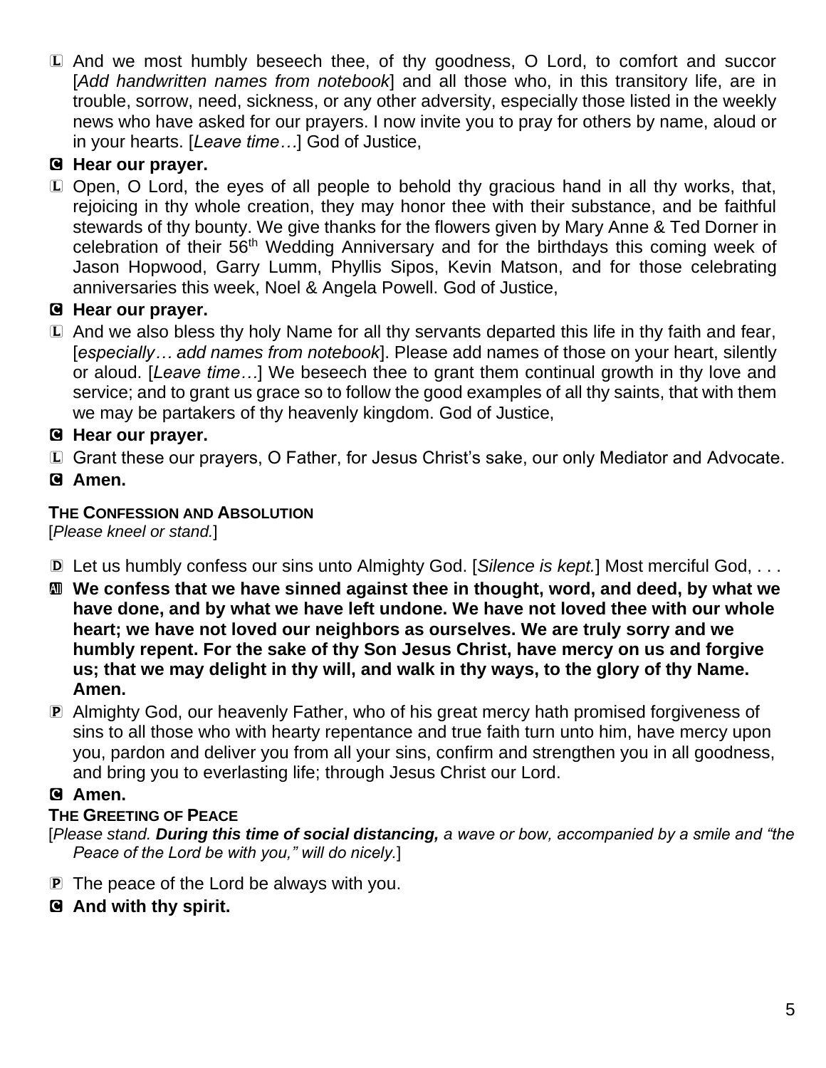L And we most humbly beseech thee, of thy goodness, O Lord, to comfort and succor [*Add handwritten names from notebook*] and all those who, in this transitory life, are in trouble, sorrow, need, sickness, or any other adversity, especially those listed in the weekly news who have asked for our prayers. I now invite you to pray for others by name, aloud or in your hearts. [*Leave time…*] God of Justice,

C **Hear our prayer.**

L Open, O Lord, the eyes of all people to behold thy gracious hand in all thy works, that, rejoicing in thy whole creation, they may honor thee with their substance, and be faithful stewards of thy bounty. We give thanks for the flowers given by Mary Anne & Ted Dorner in celebration of their 56th Wedding Anniversary and for the birthdays this coming week of Jason Hopwood, Garry Lumm, Phyllis Sipos, Kevin Matson, and for those celebrating anniversaries this week, Noel & Angela Powell. God of Justice,

C **Hear our prayer.**

L And we also bless thy holy Name for all thy servants departed this life in thy faith and fear, [*especially… add names from notebook*]. Please add names of those on your heart, silently or aloud. [*Leave time…*] We beseech thee to grant them continual growth in thy love and service; and to grant us grace so to follow the good examples of all thy saints, that with them we may be partakers of thy heavenly kingdom. God of Justice,

C **Hear our prayer.**

L Grant these our prayers, O Father, for Jesus Christ's sake, our only Mediator and Advocate.

C **Amen.**

### THE CONFESSION AND ABSOLUTION

[*Please kneel or stand.*]

D Let us humbly confess our sins unto Almighty God. [*Silence is kept.*] Most merciful God, . . .

All **We confess that we have sinned against thee in thought, word, and deed, by what we have done, and by what we have left undone. We have not loved thee with our whole heart; we have not loved our neighbors as ourselves. We are truly sorry and we humbly repent. For the sake of thy Son Jesus Christ, have mercy on us and forgive us; that we may delight in thy will, and walk in thy ways, to the glory of thy Name. Amen.**

P Almighty God, our heavenly Father, who of his great mercy hath promised forgiveness of sins to all those who with hearty repentance and true faith turn unto him, have mercy upon you, pardon and deliver you from all your sins, confirm and strengthen you in all goodness, and bring you to everlasting life; through Jesus Christ our Lord.

C **Amen.**

### THE GREETING OF PEACE

[*Please stand. **During this time of social distancing,** a wave or bow, accompanied by a smile and "the Peace of the Lord be with you," will do nicely.*]

P The peace of the Lord be always with you.

C **And with thy spirit.**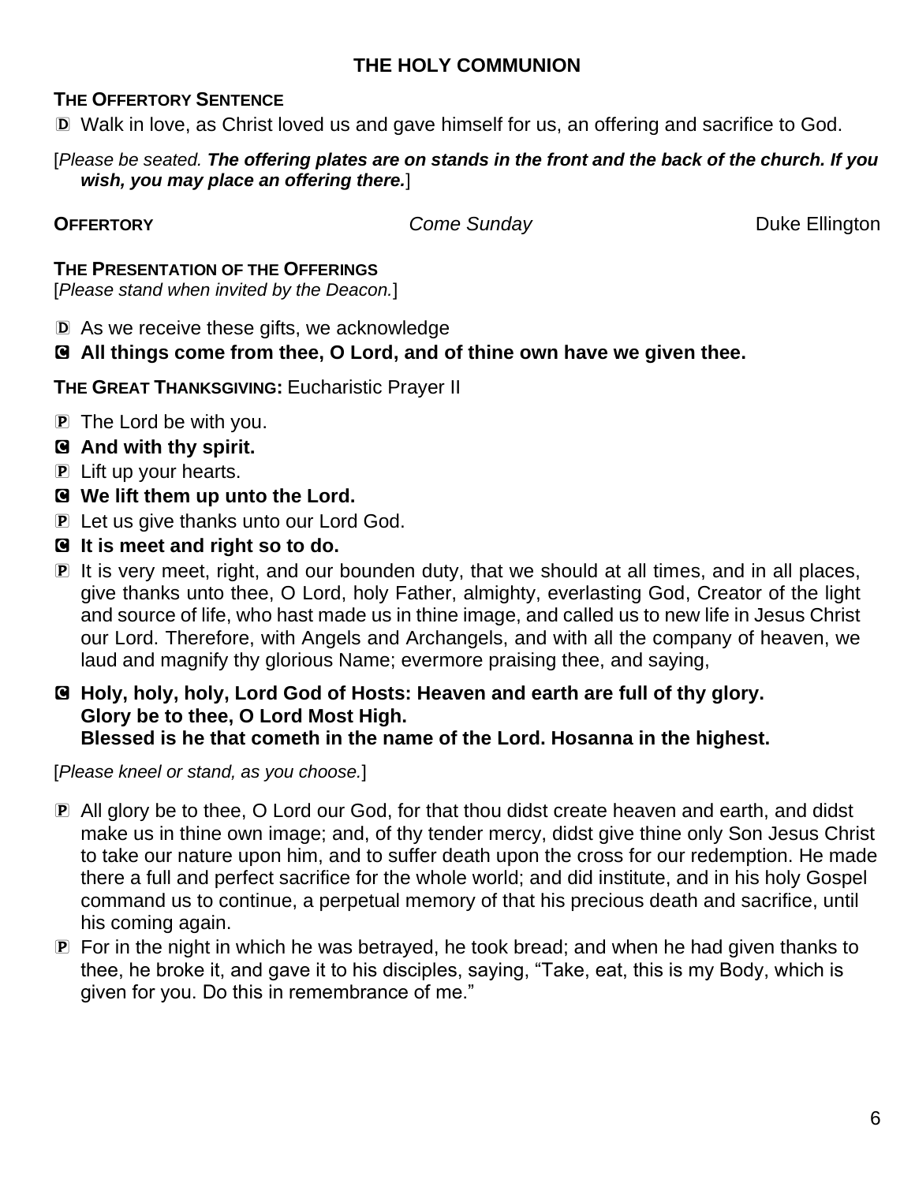## THE HOLY COMMUNION

**THE OFFERTORY SENTENCE**

D Walk in love, as Christ loved us and gave himself for us, an offering and sacrifice to God.

[*Please be seated.* ***The offering plates are on stands in the front and the back of the church. If you wish, you may place an offering there.***]

**OFFERTORY** *Come Sunday* Duke Ellington

**THE PRESENTATION OF THE OFFERINGS**

[*Please stand when invited by the Deacon.*]

D As we receive these gifts, we acknowledge

C **All things come from thee, O Lord, and of thine own have we given thee.**

**THE GREAT THANKSGIVING:** Eucharistic Prayer II

P The Lord be with you.

C **And with thy spirit.**

P Lift up your hearts.

C **We lift them up unto the Lord.**

P Let us give thanks unto our Lord God.

C **It is meet and right so to do.**

P It is very meet, right, and our bounden duty, that we should at all times, and in all places, give thanks unto thee, O Lord, holy Father, almighty, everlasting God, Creator of the light and source of life, who hast made us in thine image, and called us to new life in Jesus Christ our Lord. Therefore, with Angels and Archangels, and with all the company of heaven, we laud and magnify thy glorious Name; evermore praising thee, and saying,

C **Holy, holy, holy, Lord God of Hosts: Heaven and earth are full of thy glory.**
**Glory be to thee, O Lord Most High.**
**Blessed is he that cometh in the name of the Lord. Hosanna in the highest.**

[*Please kneel or stand, as you choose.*]

P All glory be to thee, O Lord our God, for that thou didst create heaven and earth, and didst make us in thine own image; and, of thy tender mercy, didst give thine only Son Jesus Christ to take our nature upon him, and to suffer death upon the cross for our redemption. He made there a full and perfect sacrifice for the whole world; and did institute, and in his holy Gospel command us to continue, a perpetual memory of that his precious death and sacrifice, until his coming again.

P For in the night in which he was betrayed, he took bread; and when he had given thanks to thee, he broke it, and gave it to his disciples, saying, "Take, eat, this is my Body, which is given for you. Do this in remembrance of me."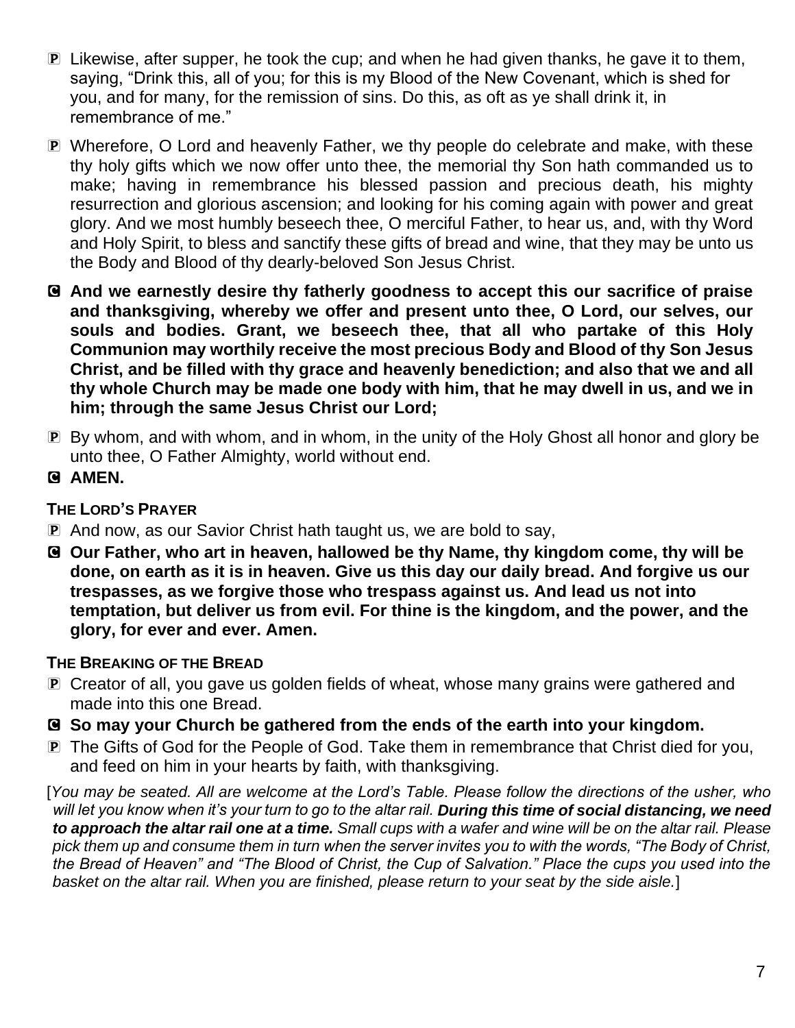P Likewise, after supper, he took the cup; and when he had given thanks, he gave it to them, saying, "Drink this, all of you; for this is my Blood of the New Covenant, which is shed for you, and for many, for the remission of sins. Do this, as oft as ye shall drink it, in remembrance of me."

P Wherefore, O Lord and heavenly Father, we thy people do celebrate and make, with these thy holy gifts which we now offer unto thee, the memorial thy Son hath commanded us to make; having in remembrance his blessed passion and precious death, his mighty resurrection and glorious ascension; and looking for his coming again with power and great glory. And we most humbly beseech thee, O merciful Father, to hear us, and, with thy Word and Holy Spirit, to bless and sanctify these gifts of bread and wine, that they may be unto us the Body and Blood of thy dearly-beloved Son Jesus Christ.

C **And we earnestly desire thy fatherly goodness to accept this our sacrifice of praise and thanksgiving, whereby we offer and present unto thee, O Lord, our selves, our souls and bodies. Grant, we beseech thee, that all who partake of this Holy Communion may worthily receive the most precious Body and Blood of thy Son Jesus Christ, and be filled with thy grace and heavenly benediction; and also that we and all thy whole Church may be made one body with him, that he may dwell in us, and we in him; through the same Jesus Christ our Lord;**

P By whom, and with whom, and in whom, in the unity of the Holy Ghost all honor and glory be unto thee, O Father Almighty, world without end.

C **AMEN.**

### THE LORD'S PRAYER

P And now, as our Savior Christ hath taught us, we are bold to say,

C **Our Father, who art in heaven, hallowed be thy Name, thy kingdom come, thy will be done, on earth as it is in heaven. Give us this day our daily bread. And forgive us our trespasses, as we forgive those who trespass against us. And lead us not into temptation, but deliver us from evil. For thine is the kingdom, and the power, and the glory, for ever and ever. Amen.**

### THE BREAKING OF THE BREAD

P Creator of all, you gave us golden fields of wheat, whose many grains were gathered and made into this one Bread.

C **So may your Church be gathered from the ends of the earth into your kingdom.**

P The Gifts of God for the People of God. Take them in remembrance that Christ died for you, and feed on him in your hearts by faith, with thanksgiving.

[*You may be seated. All are welcome at the Lord's Table. Please follow the directions of the usher, who will let you know when it's your turn to go to the altar rail.* ***During this time of social distancing, we need to approach the altar rail one at a time.*** *Small cups with a wafer and wine will be on the altar rail. Please pick them up and consume them in turn when the server invites you to with the words, "The Body of Christ, the Bread of Heaven" and "The Blood of Christ, the Cup of Salvation." Place the cups you used into the basket on the altar rail. When you are finished, please return to your seat by the side aisle.*]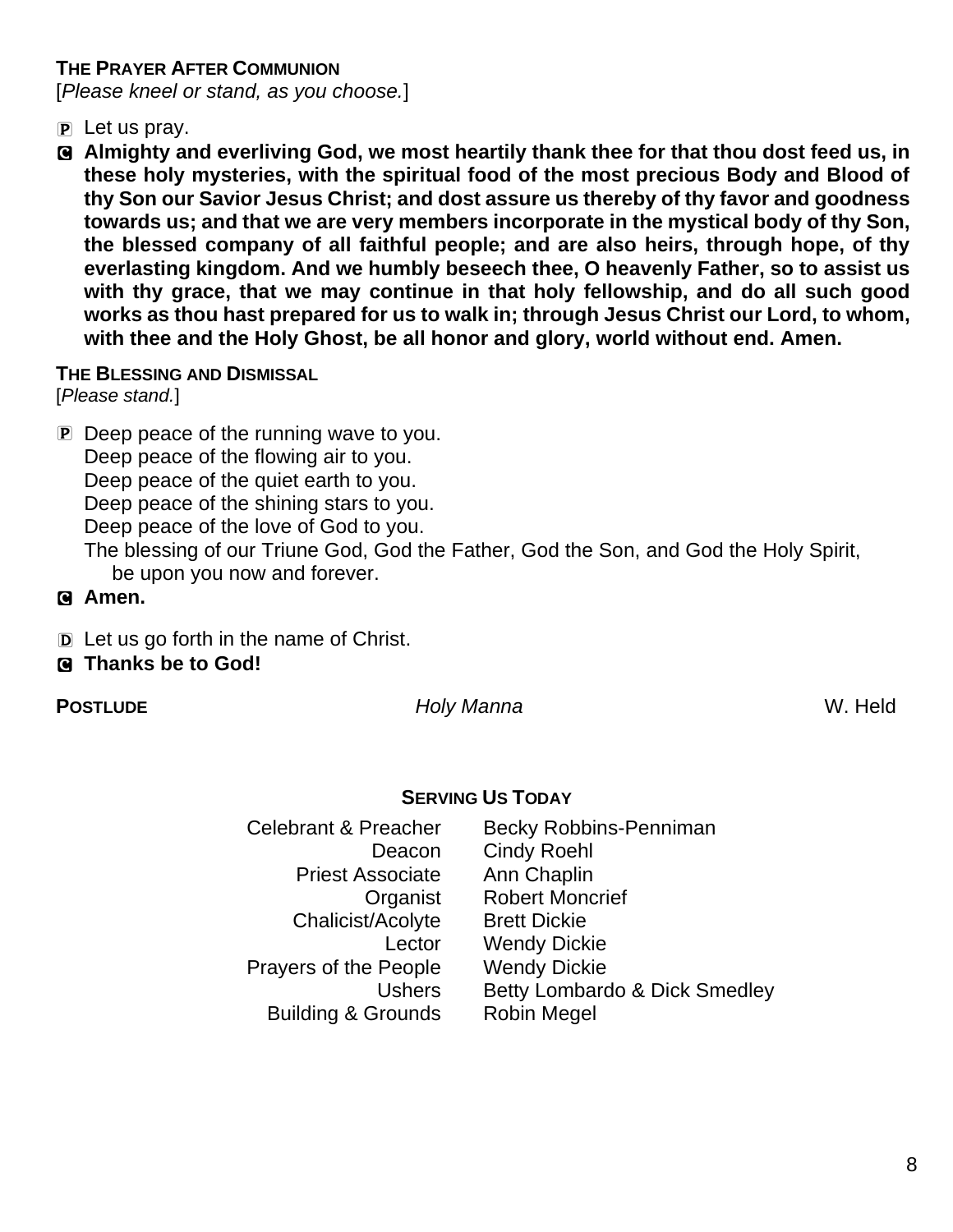**THE PRAYER AFTER COMMUNION**
[*Please kneel or stand, as you choose.*]

P Let us pray.

C **Almighty and everliving God, we most heartily thank thee for that thou dost feed us, in these holy mysteries, with the spiritual food of the most precious Body and Blood of thy Son our Savior Jesus Christ; and dost assure us thereby of thy favor and goodness towards us; and that we are very members incorporate in the mystical body of thy Son, the blessed company of all faithful people; and are also heirs, through hope, of thy everlasting kingdom. And we humbly beseech thee, O heavenly Father, so to assist us with thy grace, that we may continue in that holy fellowship, and do all such good works as thou hast prepared for us to walk in; through Jesus Christ our Lord, to whom, with thee and the Holy Ghost, be all honor and glory, world without end. Amen.**

**THE BLESSING AND DISMISSAL**
[*Please stand.*]

P Deep peace of the running wave to you.
Deep peace of the flowing air to you.
Deep peace of the quiet earth to you.
Deep peace of the shining stars to you.
Deep peace of the love of God to you.
The blessing of our Triune God, God the Father, God the Son, and God the Holy Spirit, be upon you now and forever.

C **Amen.**

D Let us go forth in the name of Christ.

C **Thanks be to God!**

**POSTLUDE** *Holy Manna* W. Held

**SERVING US TODAY**

| | |
|---|---|
| Celebrant & Preacher | Becky Robbins-Penniman |
| Deacon | Cindy Roehl |
| Priest Associate | Ann Chaplin |
| Organist | Robert Moncrief |
| Chalicist/Acolyte | Brett Dickie |
| Lector | Wendy Dickie |
| Prayers of the People | Wendy Dickie |
| Ushers | Betty Lombardo & Dick Smedley |
| Building & Grounds | Robin Megel |